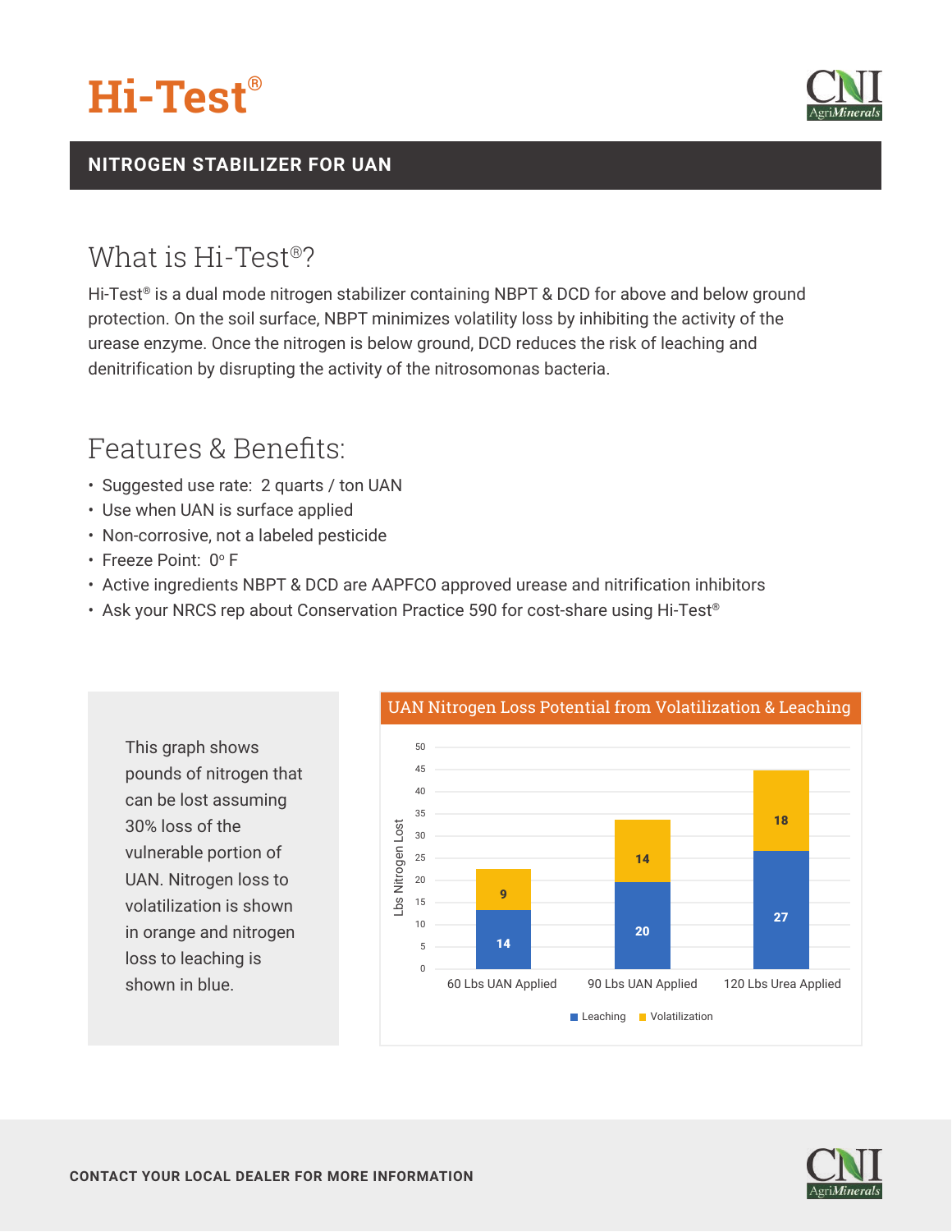# Hi-Test®

**NITROGEN STABILIZER FOR UAN**

## What is Hi-Test®?

Hi-Test® is a dual mode nitrogen stabilizer containing NBPT & DCD for above and below ground protection. On the soil surface, NBPT minimizes volatility loss by inhibiting the activity of the urease enzyme. Once the nitrogen is below ground, DCD reduces the risk of leaching and denitrification by disrupting the activity of the nitrosomonas bacteria.

## Features & Benefits:

- Suggested use rate: 2 quarts / ton UAN
- Use when UAN is surface applied
- Non-corrosive, not a labeled pesticide
- Freeze Point: 0° F
- Active ingredients NBPT & DCD are AAPFCO approved urease and nitrification inhibitors
- Ask your NRCS rep about Conservation Practice 590 for cost-share using Hi-Test®

This graph shows pounds of nitrogen that can be lost assuming 30% loss of the vulnerable portion of UAN. Nitrogen loss to volatilization is shown in orange and nitrogen loss to leaching is shown in blue.

**UAN Nitrogen Loss Potential from Volatilization & Leaching**

| Lbs Nitrogen Lost | Leaching | Volatilization |
| --- | --- | --- |
| 60 Lbs UAN Applied | 14 | 9 |
| 90 Lbs UAN Applied | 20 | 14 |
| 120 Lbs Urea Applied | 27 | 18 |

**CONTACT YOUR LOCAL DEALER FOR MORE INFORMATION**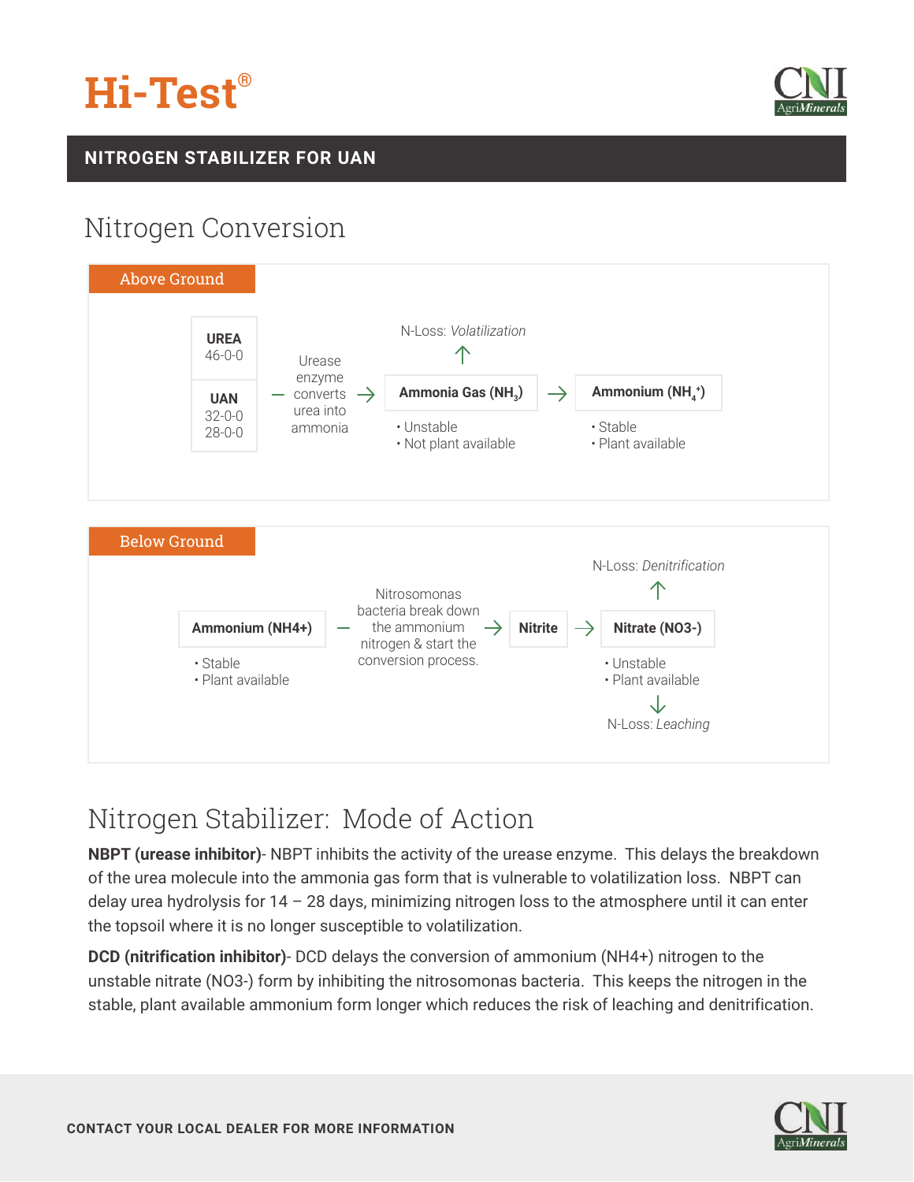# Hi-Test®

**NITROGEN STABILIZER FOR UAN**

## Nitrogen Conversion

**Above Ground**

**UREA**
46-0-0

**UAN**
32-0-0
28-0-0

Urease enzyme converts urea into ammonia

N-Loss: *Volatilization*

**Ammonia Gas ($NH_3$)**
- Unstable
- Not plant available

**Ammonium ($NH_4^+$)**
- Stable
- Plant available

**Below Ground**

**Ammonium (NH4+)**
- Stable
- Plant available

Nitrosomonas bacteria break down the ammonium nitrogen & start the conversion process.

**Nitrite**

N-Loss: *Denitrification*

**Nitrate (NO3-)**
- Unstable
- Plant available

N-Loss: *Leaching*

## Nitrogen Stabilizer: Mode of Action

**NBPT (urease inhibitor)**- NBPT inhibits the activity of the urease enzyme. This delays the breakdown of the urea molecule into the ammonia gas form that is vulnerable to volatilization loss. NBPT can delay urea hydrolysis for 14 – 28 days, minimizing nitrogen loss to the atmosphere until it can enter the topsoil where it is no longer susceptible to volatilization.

**DCD (nitrification inhibitor)**- DCD delays the conversion of ammonium (NH4+) nitrogen to the unstable nitrate (NO3-) form by inhibiting the nitrosomonas bacteria. This keeps the nitrogen in the stable, plant available ammonium form longer which reduces the risk of leaching and denitrification.

**CONTACT YOUR LOCAL DEALER FOR MORE INFORMATION**